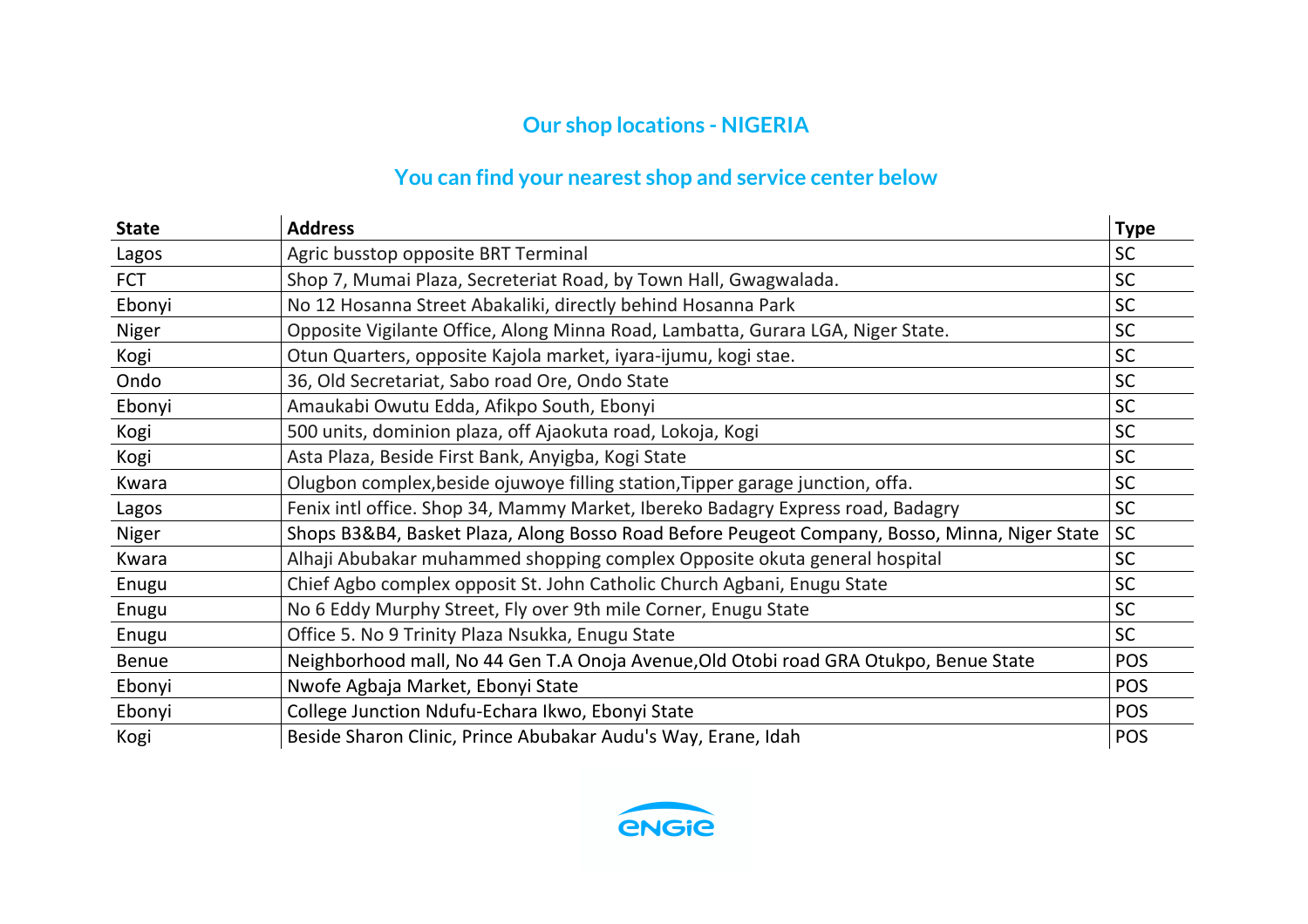## Our shop locations - NIGERIA

## You can find your nearest shop and service center below

| State | Address | Type |
|---|---|---|
| Lagos | Agric busstop opposite BRT Terminal | SC |
| FCT | Shop 7, Mumai Plaza, Secreteriat Road, by Town Hall, Gwagwalada. | SC |
| Ebonyi | No 12 Hosanna Street Abakaliki, directly behind Hosanna Park | SC |
| Niger | Opposite Vigilante Office, Along Minna Road, Lambatta, Gurara LGA, Niger State. | SC |
| Kogi | Otun Quarters, opposite Kajola market, iyara-ijumu, kogi stae. | SC |
| Ondo | 36, Old Secretariat, Sabo road Ore, Ondo State | SC |
| Ebonyi | Amaukabi Owutu Edda, Afikpo South, Ebonyi | SC |
| Kogi | 500 units, dominion plaza, off Ajaokuta road, Lokoja, Kogi | SC |
| Kogi | Asta Plaza, Beside First Bank, Anyigba, Kogi State | SC |
| Kwara | Olugbon complex,beside ojuwoye filling station,Tipper garage junction, offa. | SC |
| Lagos | Fenix intl office. Shop 34, Mammy Market, Ibereko Badagry Express road, Badagry | SC |
| Niger | Shops B3&B4, Basket Plaza, Along Bosso Road Before Peugeot Company, Bosso, Minna, Niger State | SC |
| Kwara | Alhaji Abubakar muhammed shopping complex Opposite okuta general hospital | SC |
| Enugu | Chief Agbo complex opposit St. John Catholic Church Agbani, Enugu State | SC |
| Enugu | No 6 Eddy Murphy Street, Fly over 9th mile Corner, Enugu State | SC |
| Enugu | Office 5. No 9 Trinity Plaza Nsukka, Enugu State | SC |
| Benue | Neighborhood mall, No 44 Gen T.A Onoja Avenue,Old Otobi road GRA Otukpo, Benue State | POS |
| Ebonyi | Nwofe Agbaja Market, Ebonyi State | POS |
| Ebonyi | College Junction Ndufu-Echara Ikwo, Ebonyi State | POS |
| Kogi | Beside Sharon Clinic, Prince Abubakar Audu's Way, Erane, Idah | POS |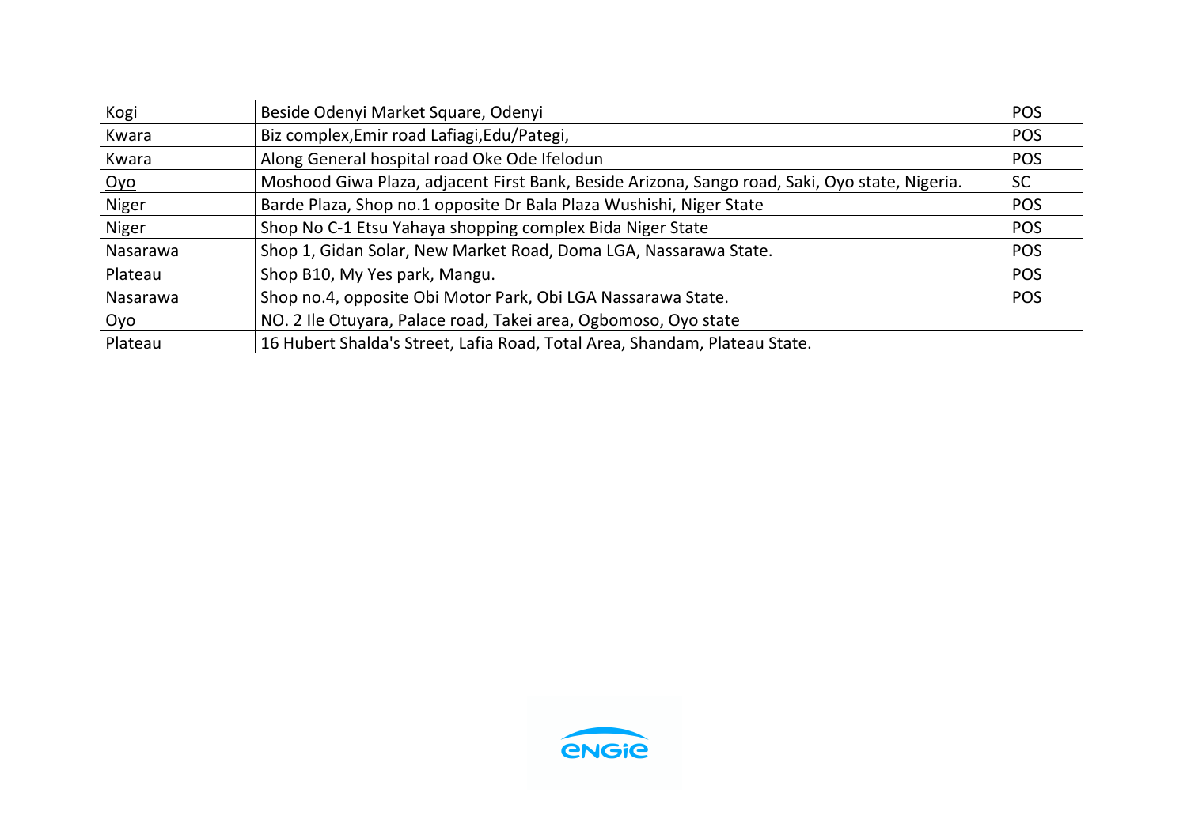| | | |
|---|---|---|
| Kogi | Beside Odenyi Market Square, Odenyi | POS |
| Kwara | Biz complex,Emir road Lafiagi,Edu/Pategi, | POS |
| Kwara | Along General hospital road Oke Ode Ifelodun | POS |
| Oyo | Moshood Giwa Plaza, adjacent First Bank, Beside Arizona, Sango road, Saki, Oyo state, Nigeria. | SC |
| Niger | Barde Plaza, Shop no.1 opposite Dr Bala Plaza Wushishi, Niger State | POS |
| Niger | Shop No C-1 Etsu Yahaya shopping complex Bida Niger State | POS |
| Nasarawa | Shop 1, Gidan Solar, New Market Road, Doma LGA, Nassarawa State. | POS |
| Plateau | Shop B10, My Yes park, Mangu. | POS |
| Nasarawa | Shop no.4, opposite Obi Motor Park, Obi LGA Nassarawa State. | POS |
| Oyo | NO. 2 Ile Otuyara, Palace road, Takei area, Ogbomoso, Oyo state | |
| Plateau | 16 Hubert Shalda's Street, Lafia Road, Total Area, Shandam, Plateau State. | |

ENGIE